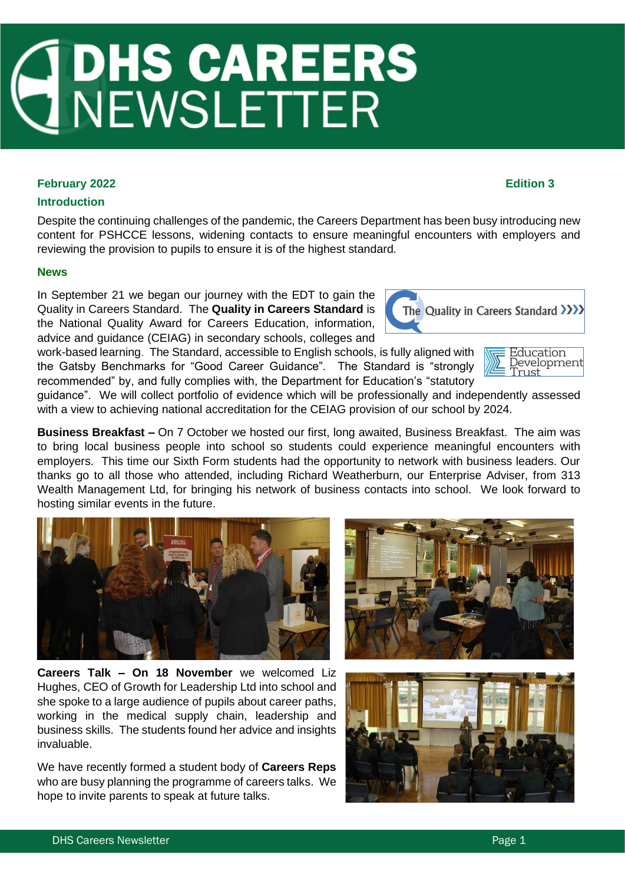# DHS CAREERS NEWSLETTER

**February 2022** **Edition 3**

## Introduction

Despite the continuing challenges of the pandemic, the Careers Department has been busy introducing new content for PSHCCE lessons, widening contacts to ensure meaningful encounters with employers and reviewing the provision to pupils to ensure it is of the highest standard.

## News

In September 21 we began our journey with the EDT to gain the Quality in Careers Standard. The **Quality in Careers Standard** is the National Quality Award for Careers Education, information, advice and guidance (CEIAG) in secondary schools, colleges and work-based learning. The Standard, accessible to English schools, is fully aligned with the Gatsby Benchmarks for "Good Career Guidance". The Standard is "strongly recommended" by, and fully complies with, the Department for Education's "statutory guidance". We will collect portfolio of evidence which will be professionally and independently assessed with a view to achieving national accreditation for the CEIAG provision of our school by 2024.

**Business Breakfast –** On 7 October we hosted our first, long awaited, Business Breakfast. The aim was to bring local business people into school so students could experience meaningful encounters with employers. This time our Sixth Form students had the opportunity to network with business leaders. Our thanks go to all those who attended, including Richard Weatherburn, our Enterprise Adviser, from 313 Wealth Management Ltd, for bringing his network of business contacts into school. We look forward to hosting similar events in the future.

**Careers Talk – On 18 November** we welcomed Liz Hughes, CEO of Growth for Leadership Ltd into school and she spoke to a large audience of pupils about career paths, working in the medical supply chain, leadership and business skills. The students found her advice and insights invaluable.

We have recently formed a student body of **Careers Reps** who are busy planning the programme of careers talks. We hope to invite parents to speak at future talks.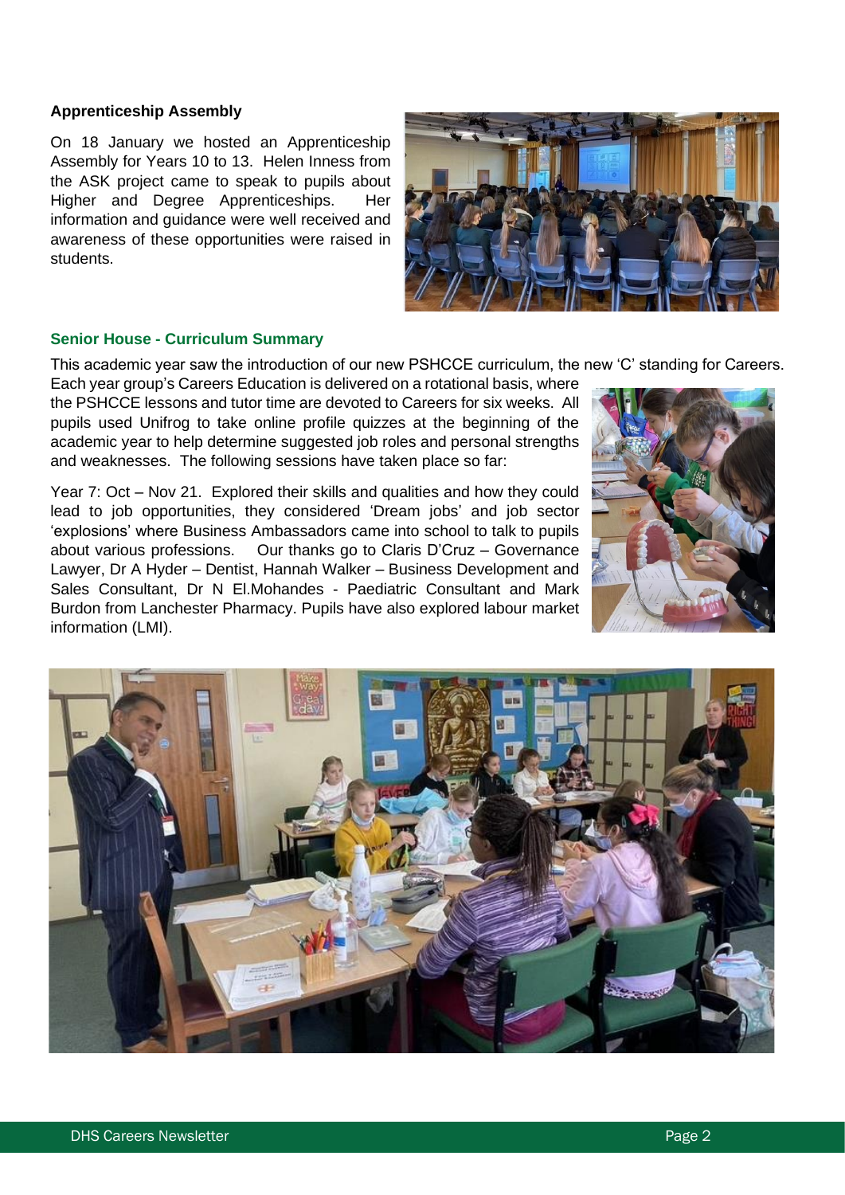### Apprenticeship Assembly

On 18 January we hosted an Apprenticeship Assembly for Years 10 to 13. Helen Inness from the ASK project came to speak to pupils about Higher and Degree Apprenticeships. Her information and guidance were well received and awareness of these opportunities were raised in students.

### Senior House - Curriculum Summary

This academic year saw the introduction of our new PSHCCE curriculum, the new 'C' standing for Careers. Each year group's Careers Education is delivered on a rotational basis, where the PSHCCE lessons and tutor time are devoted to Careers for six weeks. All pupils used Unifrog to take online profile quizzes at the beginning of the academic year to help determine suggested job roles and personal strengths and weaknesses. The following sessions have taken place so far:

Year 7: Oct – Nov 21. Explored their skills and qualities and how they could lead to job opportunities, they considered 'Dream jobs' and job sector 'explosions' where Business Ambassadors came into school to talk to pupils about various professions. Our thanks go to Claris D'Cruz – Governance Lawyer, Dr A Hyder – Dentist, Hannah Walker – Business Development and Sales Consultant, Dr N El.Mohandes - Paediatric Consultant and Mark Burdon from Lanchester Pharmacy. Pupils have also explored labour market information (LMI).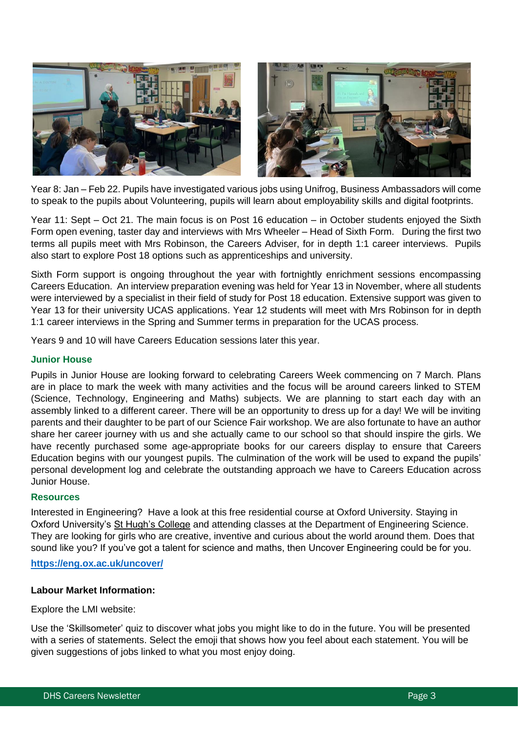Year 8: Jan – Feb 22. Pupils have investigated various jobs using Unifrog, Business Ambassadors will come to speak to the pupils about Volunteering, pupils will learn about employability skills and digital footprints.

Year 11: Sept – Oct 21. The main focus is on Post 16 education – in October students enjoyed the Sixth Form open evening, taster day and interviews with Mrs Wheeler – Head of Sixth Form. During the first two terms all pupils meet with Mrs Robinson, the Careers Adviser, for in depth 1:1 career interviews. Pupils also start to explore Post 18 options such as apprenticeships and university.

Sixth Form support is ongoing throughout the year with fortnightly enrichment sessions encompassing Careers Education. An interview preparation evening was held for Year 13 in November, where all students were interviewed by a specialist in their field of study for Post 18 education. Extensive support was given to Year 13 for their university UCAS applications. Year 12 students will meet with Mrs Robinson for in depth 1:1 career interviews in the Spring and Summer terms in preparation for the UCAS process.

Years 9 and 10 will have Careers Education sessions later this year.

### Junior House

Pupils in Junior House are looking forward to celebrating Careers Week commencing on 7 March. Plans are in place to mark the week with many activities and the focus will be around careers linked to STEM (Science, Technology, Engineering and Maths) subjects. We are planning to start each day with an assembly linked to a different career. There will be an opportunity to dress up for a day! We will be inviting parents and their daughter to be part of our Science Fair workshop. We are also fortunate to have an author share her career journey with us and she actually came to our school so that should inspire the girls. We have recently purchased some age-appropriate books for our careers display to ensure that Careers Education begins with our youngest pupils. The culmination of the work will be used to expand the pupils' personal development log and celebrate the outstanding approach we have to Careers Education across Junior House.

### Resources

Interested in Engineering? Have a look at this free residential course at Oxford University. Staying in Oxford University's St Hugh's College and attending classes at the Department of Engineering Science. They are looking for girls who are creative, inventive and curious about the world around them. Does that sound like you? If you've got a talent for science and maths, then Uncover Engineering could be for you.

**https://eng.ox.ac.uk/uncover/**

**Labour Market Information:**

Explore the LMI website:

Use the 'Skillsometer' quiz to discover what jobs you might like to do in the future. You will be presented with a series of statements. Select the emoji that shows how you feel about each statement. You will be given suggestions of jobs linked to what you most enjoy doing.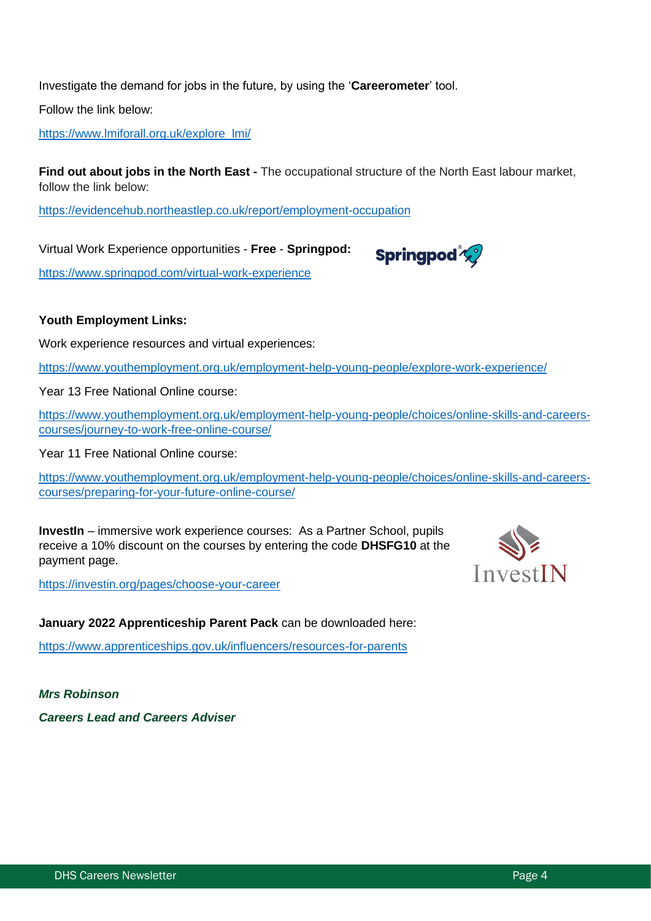Investigate the demand for jobs in the future, by using the '**Careerometer**' tool.

Follow the link below:

https://www.lmiforall.org.uk/explore_lmi/

**Find out about jobs in the North East -** The occupational structure of the North East labour market, follow the link below:

https://evidencehub.northeastlep.co.uk/report/employment-occupation

Virtual Work Experience opportunities - **Free** - **Springpod:**

https://www.springpod.com/virtual-work-experience

**Youth Employment Links:**

Work experience resources and virtual experiences:

https://www.youthemployment.org.uk/employment-help-young-people/explore-work-experience/

Year 13 Free National Online course:

https://www.youthemployment.org.uk/employment-help-young-people/choices/online-skills-and-careers-courses/journey-to-work-free-online-course/

Year 11 Free National Online course:

https://www.youthemployment.org.uk/employment-help-young-people/choices/online-skills-and-careers-courses/preparing-for-your-future-online-course/

**InvestIn** – immersive work experience courses: As a Partner School, pupils receive a 10% discount on the courses by entering the code **DHSFG10** at the payment page.

https://investin.org/pages/choose-your-career

**January 2022 Apprenticeship Parent Pack** can be downloaded here:

https://www.apprenticeships.gov.uk/influencers/resources-for-parents

***Mrs Robinson***

***Careers Lead and Careers Adviser***